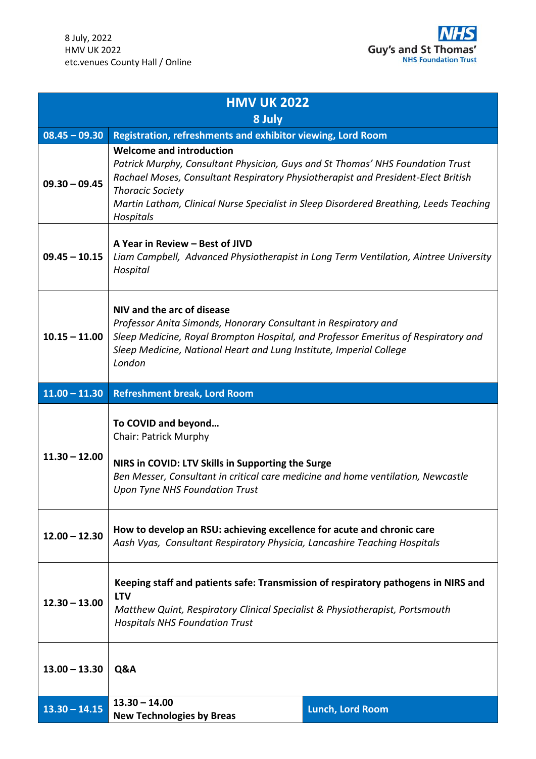8 July, 2022
HMV UK 2022
etc.venues County Hall / Online

NHS Guy's and St Thomas' NHS Foundation Trust

| HMV UK 2022<br>8 July | | |
|---|---|---|
| **08.45 – 09.30** | **Registration, refreshments and exhibitor viewing, Lord Room** | |
| **09.30 – 09.45** | **Welcome and introduction**<br>*Patrick Murphy, Consultant Physician, Guys and St Thomas' NHS Foundation Trust*<br>*Rachael Moses, Consultant Respiratory Physiotherapist and President-Elect British Thoracic Society*<br>*Martin Latham, Clinical Nurse Specialist in Sleep Disordered Breathing, Leeds Teaching Hospitals* | |
| **09.45 – 10.15** | **A Year in Review – Best of JIVD**<br>*Liam Campbell, Advanced Physiotherapist in Long Term Ventilation, Aintree University Hospital* | |
| **10.15 – 11.00** | **NIV and the arc of disease**<br>*Professor Anita Simonds, Honorary Consultant in Respiratory and Sleep Medicine, Royal Brompton Hospital, and Professor Emeritus of Respiratory and Sleep Medicine, National Heart and Lung Institute, Imperial College London* | |
| **11.00 – 11.30** | **Refreshment break, Lord Room** | |
| **11.30 – 12.00** | **To COVID and beyond…**<br>Chair: Patrick Murphy<br><br>**NIRS in COVID: LTV Skills in Supporting the Surge**<br>*Ben Messer, Consultant in critical care medicine and home ventilation, Newcastle Upon Tyne NHS Foundation Trust* | |
| **12.00 – 12.30** | **How to develop an RSU: achieving excellence for acute and chronic care**<br>*Aash Vyas, Consultant Respiratory Physicia, Lancashire Teaching Hospitals* | |
| **12.30 – 13.00** | **Keeping staff and patients safe: Transmission of respiratory pathogens in NIRS and LTV**<br>*Matthew Quint, Respiratory Clinical Specialist & Physiotherapist, Portsmouth Hospitals NHS Foundation Trust* | |
| **13.00 – 13.30** | **Q&A** | |
| **13.30 – 14.15** | **13.30 – 14.00**<br>**New Technologies by Breas** | **Lunch, Lord Room** |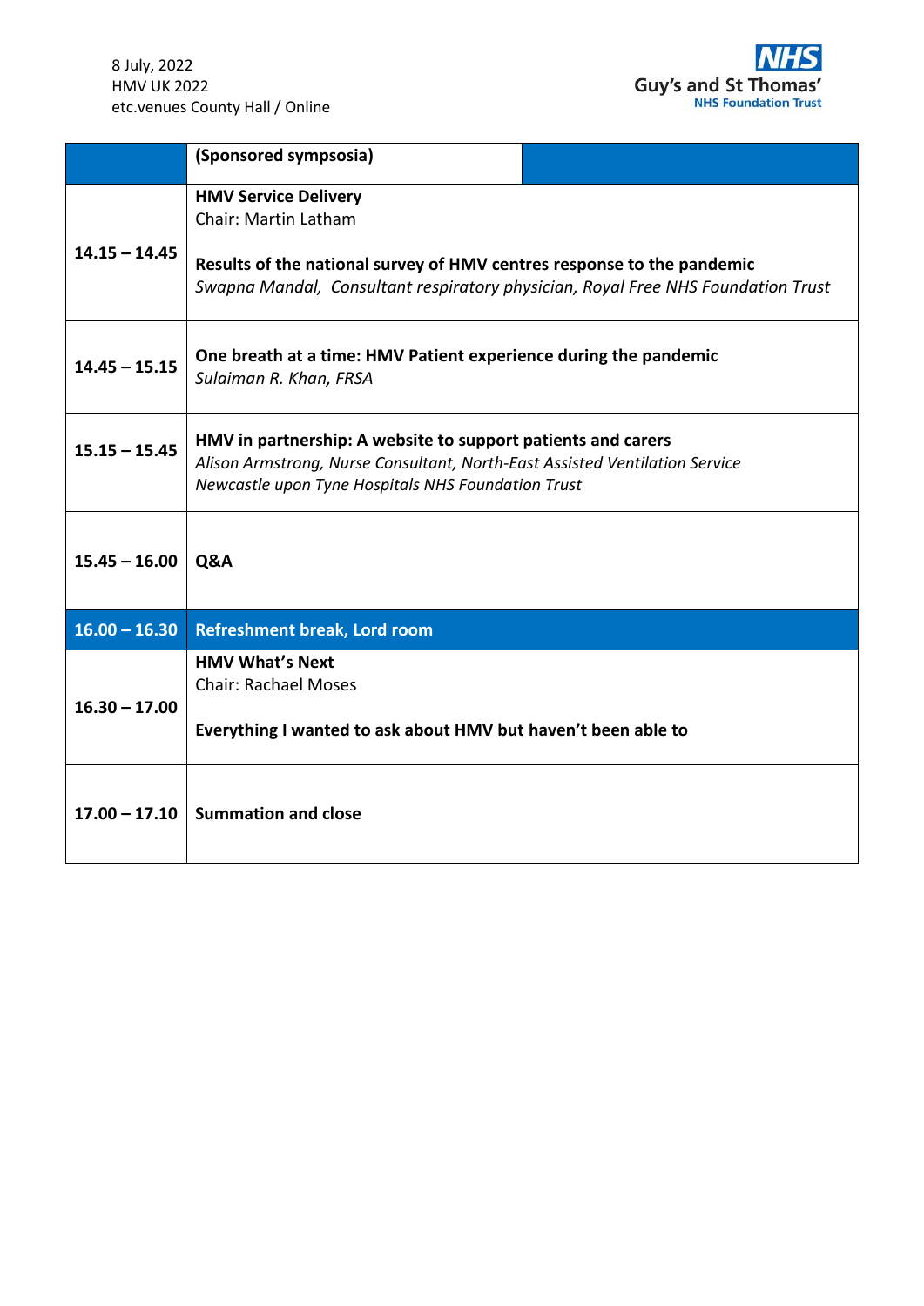8 July, 2022
HMV UK 2022
etc.venues County Hall / Online

| | |
|---|---|
| | **(Sponsored sympsosia)** |
| **14.15 – 14.45** | **HMV Service Delivery**<br>Chair: Martin Latham<br><br>**Results of the national survey of HMV centres response to the pandemic**<br>*Swapna Mandal, Consultant respiratory physician, Royal Free NHS Foundation Trust* |
| **14.45 – 15.15** | **One breath at a time: HMV Patient experience during the pandemic**<br>*Sulaiman R. Khan, FRSA* |
| **15.15 – 15.45** | **HMV in partnership: A website to support patients and carers**<br>*Alison Armstrong, Nurse Consultant, North-East Assisted Ventilation Service*<br>*Newcastle upon Tyne Hospitals NHS Foundation Trust* |
| **15.45 – 16.00** | **Q&A** |
| **16.00 – 16.30** | **Refreshment break, Lord room** |
| **16.30 – 17.00** | **HMV What's Next**<br>Chair: Rachael Moses<br><br>**Everything I wanted to ask about HMV but haven't been able to** |
| **17.00 – 17.10** | **Summation and close** |